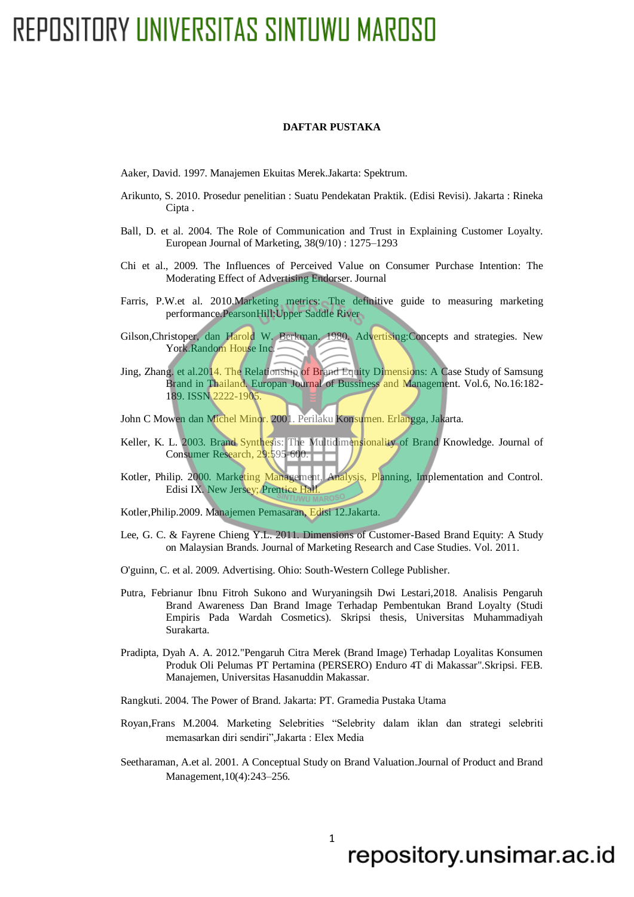# DAFTAR PUSTAKA

Aaker, David. 1997. Manajemen Ekuitas Merek.Jakarta: Spektrum.

Arikunto, S. 2010. Prosedur penelitian : Suatu Pendekatan Praktik. (Edisi Revisi). Jakarta : Rineka Cipta .

Ball, D. et al. 2004. The Role of Communication and Trust in Explaining Customer Loyalty. European Journal of Marketing, 38(9/10) : 1275–1293

Chi et al., 2009. The Influences of Perceived Value on Consumer Purchase Intention: The Moderating Effect of Advertising Endorser. Journal

Farris, P.W.et al. 2010.Marketing metrics: The definitive guide to measuring marketing performance.PearsonHill:Upper Saddle River

Gilson,Christoper, dan Harold W. Berkman. 1980. Advertising:Concepts and strategies. New York.Random House Inc.

Jing, Zhang. et al.2014. The Relationship of Brand Equity Dimensions: A Case Study of Samsung Brand in Thailand. Europan Journal of Bussiness and Management. Vol.6, No.16:182-189. ISSN 2222-1905.

John C Mowen dan Michel Minor. 2001. Perilaku Konsumen. Erlangga, Jakarta.

Keller, K. L. 2003. Brand Synthesis: The Multidimensionality of Brand Knowledge. Journal of Consumer Research, 29:595-600.

Kotler, Philip. 2000. Marketing Management, Analysis, Planning, Implementation and Control. Edisi IX. New Jersey; Prentice Hall.

Kotler,Philip.2009. Manajemen Pemasaran, Edisi 12.Jakarta.

Lee, G. C. & Fayrene Chieng Y.L. 2011. Dimensions of Customer-Based Brand Equity: A Study on Malaysian Brands. Journal of Marketing Research and Case Studies. Vol. 2011.

O'guinn, C. et al. 2009. Advertising. Ohio: South-Western College Publisher.

Putra, Febrianur Ibnu Fitroh Sukono and Wuryaningsih Dwi Lestari,2018. Analisis Pengaruh Brand Awareness Dan Brand Image Terhadap Pembentukan Brand Loyalty (Studi Empiris Pada Wardah Cosmetics). Skripsi thesis, Universitas Muhammadiyah Surakarta.

Pradipta, Dyah A. A. 2012."Pengaruh Citra Merek (Brand Image) Terhadap Loyalitas Konsumen Produk Oli Pelumas PT Pertamina (PERSERO) Enduro 4T di Makassar".Skripsi. FEB. Manajemen, Universitas Hasanuddin Makassar.

Rangkuti. 2004. The Power of Brand. Jakarta: PT. Gramedia Pustaka Utama

Royan,Frans M.2004. Marketing Selebrities "Selebrity dalam iklan dan strategi selebriti memasarkan diri sendiri",Jakarta : Elex Media

Seetharaman, A.et al. 2001. A Conceptual Study on Brand Valuation.Journal of Product and Brand Management,10(4):243–256.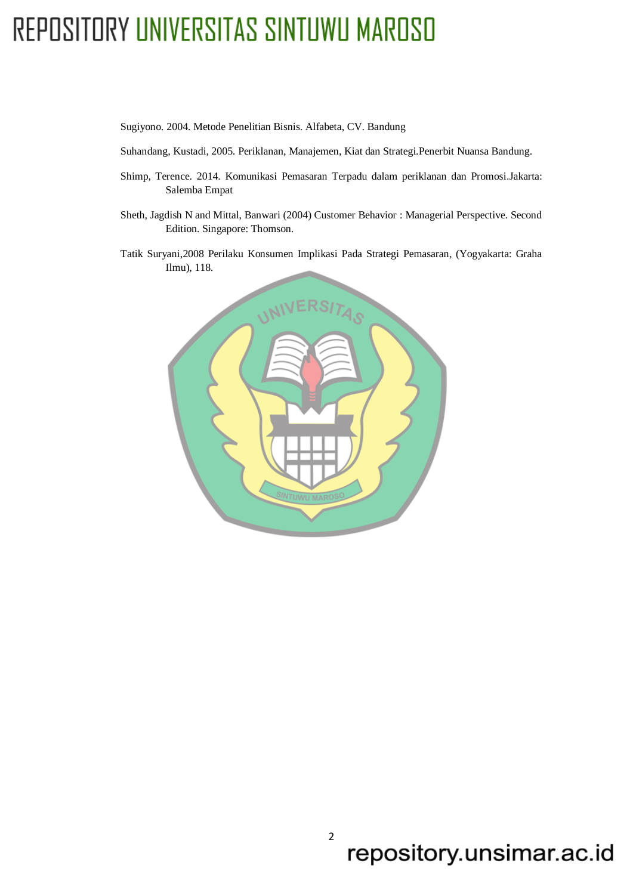Sugiyono. 2004. Metode Penelitian Bisnis. Alfabeta, CV. Bandung

Suhandang, Kustadi, 2005. Periklanan, Manajemen, Kiat dan Strategi.Penerbit Nuansa Bandung.

Shimp, Terence. 2014. Komunikasi Pemasaran Terpadu dalam periklanan dan Promosi.Jakarta: Salemba Empat

Sheth, Jagdish N and Mittal, Banwari (2004) Customer Behavior : Managerial Perspective. Second Edition. Singapore: Thomson.

Tatik Suryani,2008 Perilaku Konsumen Implikasi Pada Strategi Pemasaran, (Yogyakarta: Graha Ilmu), 118.